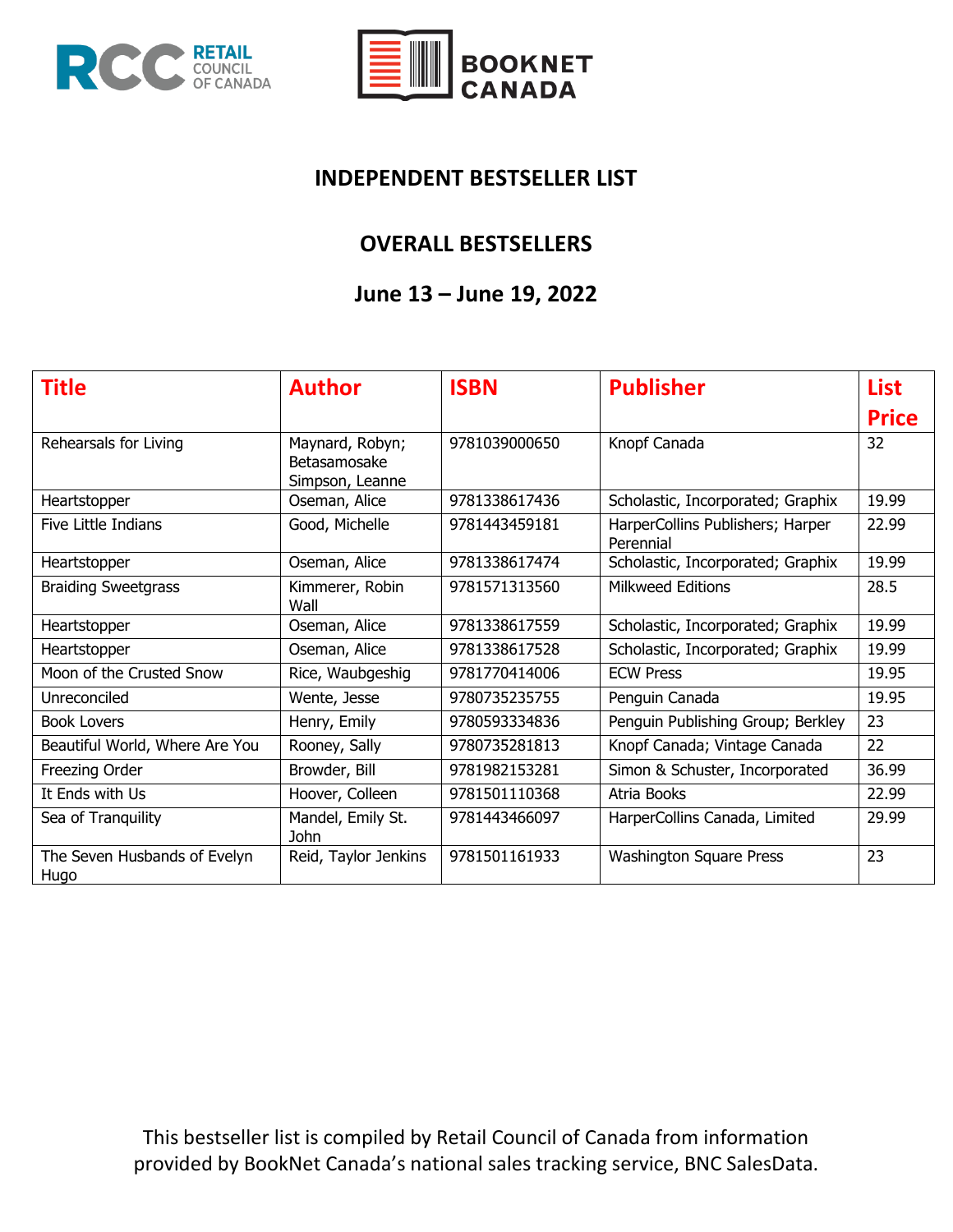# INDEPENDENT BESTSELLER LIST

## OVERALL BESTSELLERS

## June 13 – June 19, 2022

| Title | Author | ISBN | Publisher | List Price |
|---|---|---|---|---|
| Rehearsals for Living | Maynard, Robyn; Betasamosake Simpson, Leanne | 9781039000650 | Knopf Canada | 32 |
| Heartstopper | Oseman, Alice | 9781338617436 | Scholastic, Incorporated; Graphix | 19.99 |
| Five Little Indians | Good, Michelle | 9781443459181 | HarperCollins Publishers; Harper Perennial | 22.99 |
| Heartstopper | Oseman, Alice | 9781338617474 | Scholastic, Incorporated; Graphix | 19.99 |
| Braiding Sweetgrass | Kimmerer, Robin Wall | 9781571313560 | Milkweed Editions | 28.5 |
| Heartstopper | Oseman, Alice | 9781338617559 | Scholastic, Incorporated; Graphix | 19.99 |
| Heartstopper | Oseman, Alice | 9781338617528 | Scholastic, Incorporated; Graphix | 19.99 |
| Moon of the Crusted Snow | Rice, Waubgeshig | 9781770414006 | ECW Press | 19.95 |
| Unreconciled | Wente, Jesse | 9780735235755 | Penguin Canada | 19.95 |
| Book Lovers | Henry, Emily | 9780593334836 | Penguin Publishing Group; Berkley | 23 |
| Beautiful World, Where Are You | Rooney, Sally | 9780735281813 | Knopf Canada; Vintage Canada | 22 |
| Freezing Order | Browder, Bill | 9781982153281 | Simon & Schuster, Incorporated | 36.99 |
| It Ends with Us | Hoover, Colleen | 9781501110368 | Atria Books | 22.99 |
| Sea of Tranquility | Mandel, Emily St. John | 9781443466097 | HarperCollins Canada, Limited | 29.99 |
| The Seven Husbands of Evelyn Hugo | Reid, Taylor Jenkins | 9781501161933 | Washington Square Press | 23 |

This bestseller list is compiled by Retail Council of Canada from information provided by BookNet Canada's national sales tracking service, BNC SalesData.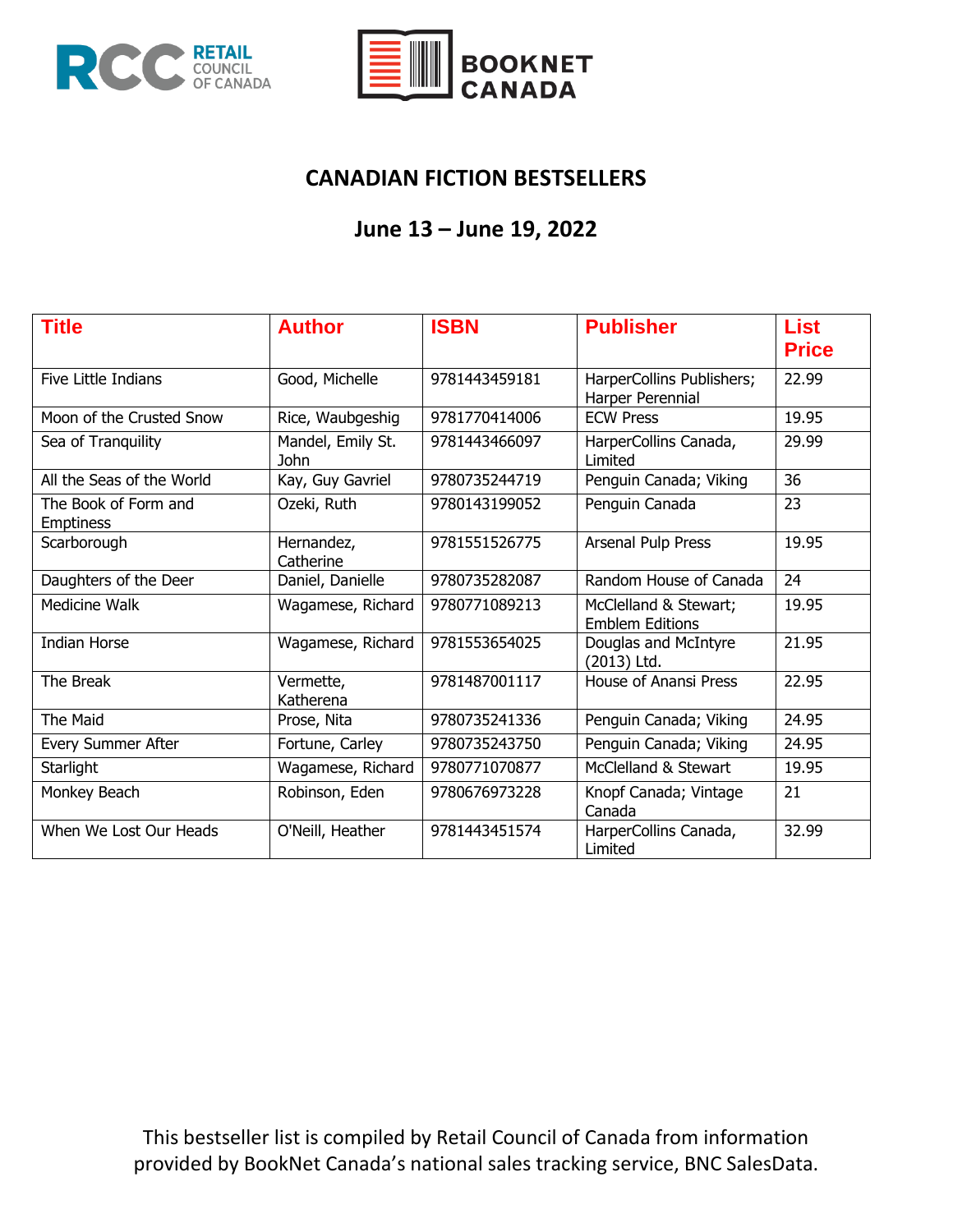## CANADIAN FICTION BESTSELLERS

## June 13 – June 19, 2022

| Title | Author | ISBN | Publisher | List Price |
|---|---|---|---|---|
| Five Little Indians | Good, Michelle | 9781443459181 | HarperCollins Publishers; Harper Perennial | 22.99 |
| Moon of the Crusted Snow | Rice, Waubgeshig | 9781770414006 | ECW Press | 19.95 |
| Sea of Tranquility | Mandel, Emily St. John | 9781443466097 | HarperCollins Canada, Limited | 29.99 |
| All the Seas of the World | Kay, Guy Gavriel | 9780735244719 | Penguin Canada; Viking | 36 |
| The Book of Form and Emptiness | Ozeki, Ruth | 9780143199052 | Penguin Canada | 23 |
| Scarborough | Hernandez, Catherine | 9781551526775 | Arsenal Pulp Press | 19.95 |
| Daughters of the Deer | Daniel, Danielle | 9780735282087 | Random House of Canada | 24 |
| Medicine Walk | Wagamese, Richard | 9780771089213 | McClelland & Stewart; Emblem Editions | 19.95 |
| Indian Horse | Wagamese, Richard | 9781553654025 | Douglas and McIntyre (2013) Ltd. | 21.95 |
| The Break | Vermette, Katherena | 9781487001117 | House of Anansi Press | 22.95 |
| The Maid | Prose, Nita | 9780735241336 | Penguin Canada; Viking | 24.95 |
| Every Summer After | Fortune, Carley | 9780735243750 | Penguin Canada; Viking | 24.95 |
| Starlight | Wagamese, Richard | 9780771070877 | McClelland & Stewart | 19.95 |
| Monkey Beach | Robinson, Eden | 9780676973228 | Knopf Canada; Vintage Canada | 21 |
| When We Lost Our Heads | O'Neill, Heather | 9781443451574 | HarperCollins Canada, Limited | 32.99 |

This bestseller list is compiled by Retail Council of Canada from information provided by BookNet Canada's national sales tracking service, BNC SalesData.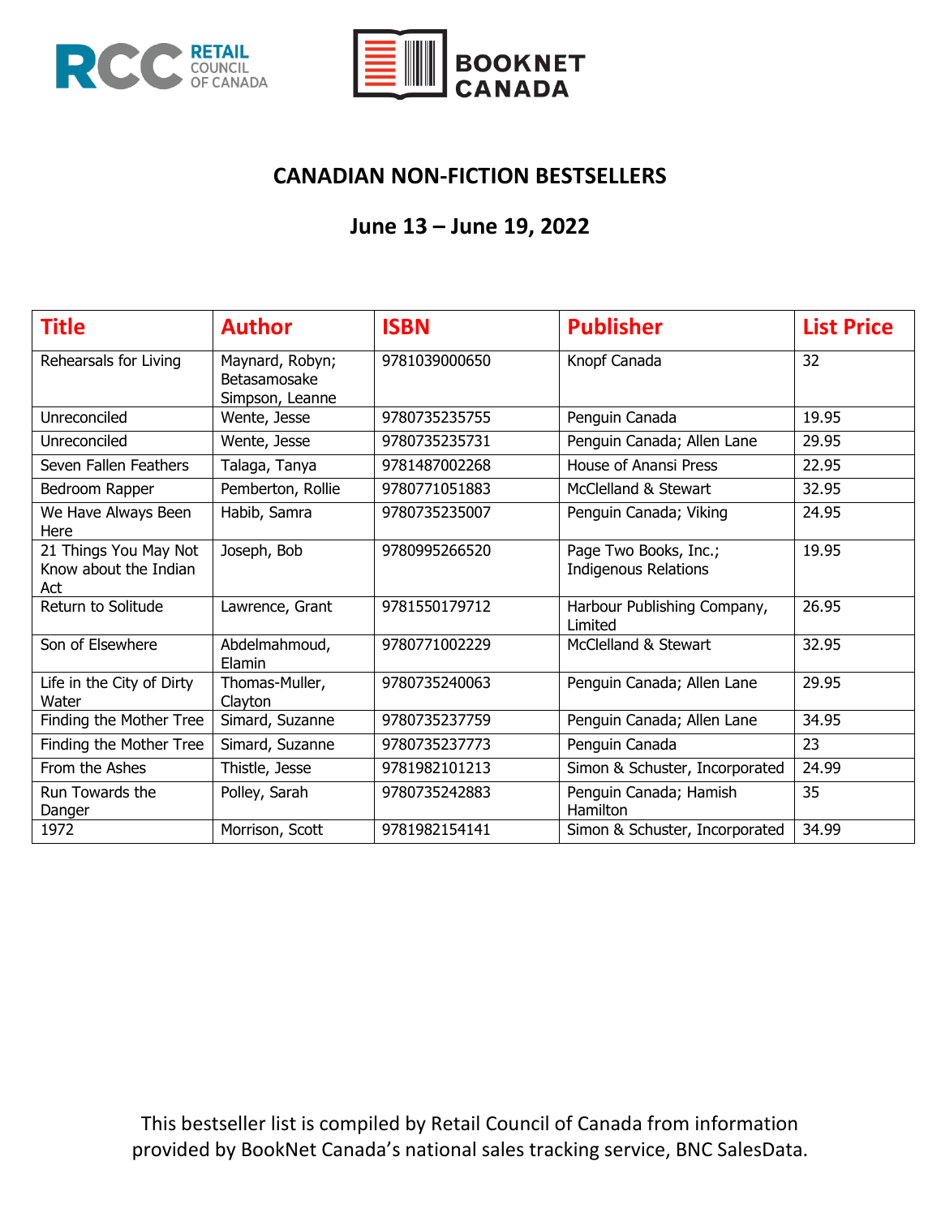# CANADIAN NON-FICTION BESTSELLERS

## June 13 – June 19, 2022

| Title | Author | ISBN | Publisher | List Price |
|---|---|---|---|---|
| Rehearsals for Living | Maynard, Robyn; Betasamosake Simpson, Leanne | 9781039000650 | Knopf Canada | 32 |
| Unreconciled | Wente, Jesse | 9780735235755 | Penguin Canada | 19.95 |
| Unreconciled | Wente, Jesse | 9780735235731 | Penguin Canada; Allen Lane | 29.95 |
| Seven Fallen Feathers | Talaga, Tanya | 9781487002268 | House of Anansi Press | 22.95 |
| Bedroom Rapper | Pemberton, Rollie | 9780771051883 | McClelland & Stewart | 32.95 |
| We Have Always Been Here | Habib, Samra | 9780735235007 | Penguin Canada; Viking | 24.95 |
| 21 Things You May Not Know about the Indian Act | Joseph, Bob | 9780995266520 | Page Two Books, Inc.; Indigenous Relations | 19.95 |
| Return to Solitude | Lawrence, Grant | 9781550179712 | Harbour Publishing Company, Limited | 26.95 |
| Son of Elsewhere | Abdelmahmoud, Elamin | 9780771002229 | McClelland & Stewart | 32.95 |
| Life in the City of Dirty Water | Thomas-Muller, Clayton | 9780735240063 | Penguin Canada; Allen Lane | 29.95 |
| Finding the Mother Tree | Simard, Suzanne | 9780735237759 | Penguin Canada; Allen Lane | 34.95 |
| Finding the Mother Tree | Simard, Suzanne | 9780735237773 | Penguin Canada | 23 |
| From the Ashes | Thistle, Jesse | 9781982101213 | Simon & Schuster, Incorporated | 24.99 |
| Run Towards the Danger | Polley, Sarah | 9780735242883 | Penguin Canada; Hamish Hamilton | 35 |
| 1972 | Morrison, Scott | 9781982154141 | Simon & Schuster, Incorporated | 34.99 |

This bestseller list is compiled by Retail Council of Canada from information provided by BookNet Canada's national sales tracking service, BNC SalesData.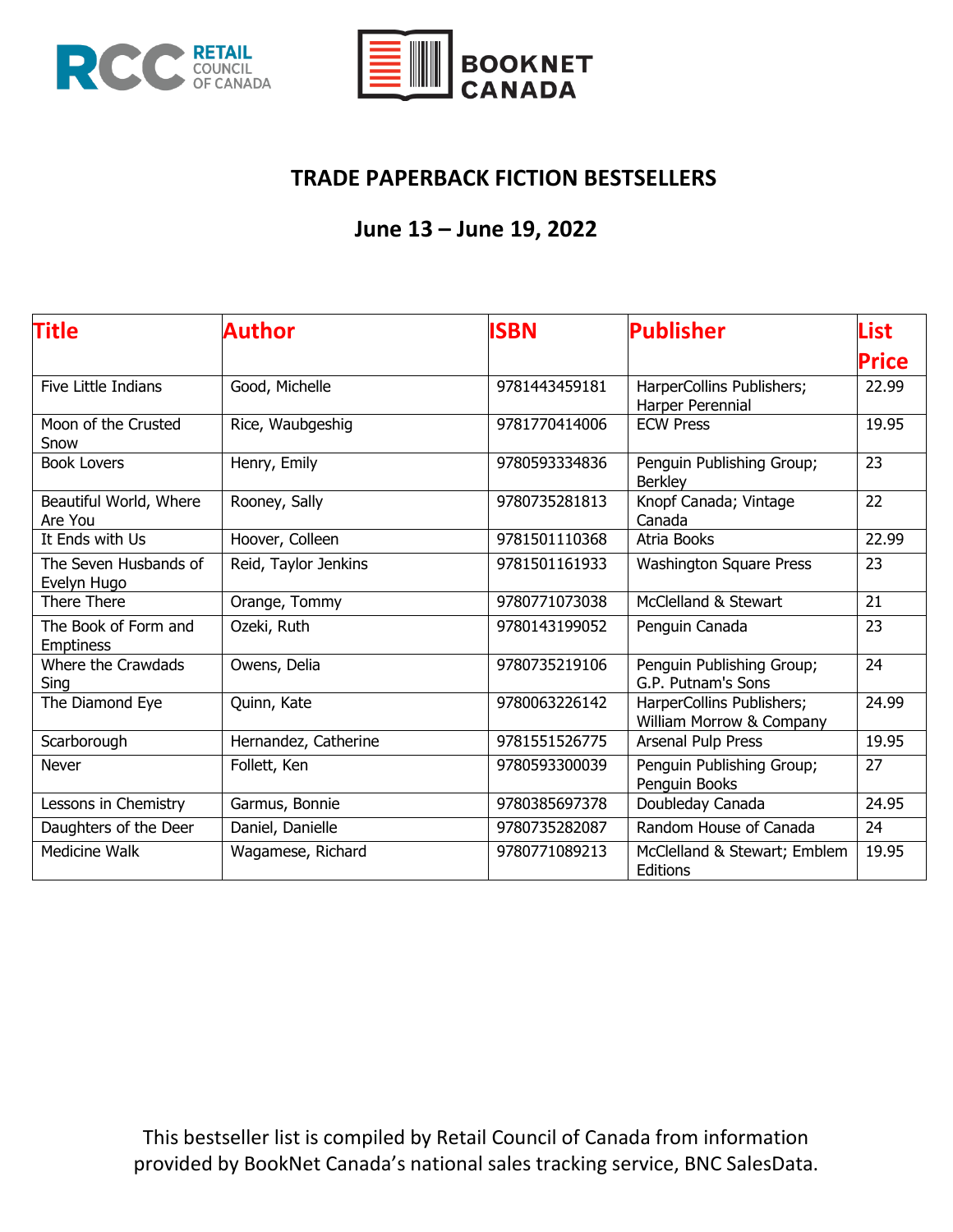# TRADE PAPERBACK FICTION BESTSELLERS

## June 13 – June 19, 2022

| Title | Author | ISBN | Publisher | List Price |
|---|---|---|---|---|
| Five Little Indians | Good, Michelle | 9781443459181 | HarperCollins Publishers; Harper Perennial | 22.99 |
| Moon of the Crusted Snow | Rice, Waubgeshig | 9781770414006 | ECW Press | 19.95 |
| Book Lovers | Henry, Emily | 9780593334836 | Penguin Publishing Group; Berkley | 23 |
| Beautiful World, Where Are You | Rooney, Sally | 9780735281813 | Knopf Canada; Vintage Canada | 22 |
| It Ends with Us | Hoover, Colleen | 9781501110368 | Atria Books | 22.99 |
| The Seven Husbands of Evelyn Hugo | Reid, Taylor Jenkins | 9781501161933 | Washington Square Press | 23 |
| There There | Orange, Tommy | 9780771073038 | McClelland & Stewart | 21 |
| The Book of Form and Emptiness | Ozeki, Ruth | 9780143199052 | Penguin Canada | 23 |
| Where the Crawdads Sing | Owens, Delia | 9780735219106 | Penguin Publishing Group; G.P. Putnam's Sons | 24 |
| The Diamond Eye | Quinn, Kate | 9780063226142 | HarperCollins Publishers; William Morrow & Company | 24.99 |
| Scarborough | Hernandez, Catherine | 9781551526775 | Arsenal Pulp Press | 19.95 |
| Never | Follett, Ken | 9780593300039 | Penguin Publishing Group; Penguin Books | 27 |
| Lessons in Chemistry | Garmus, Bonnie | 9780385697378 | Doubleday Canada | 24.95 |
| Daughters of the Deer | Daniel, Danielle | 9780735282087 | Random House of Canada | 24 |
| Medicine Walk | Wagamese, Richard | 9780771089213 | McClelland & Stewart; Emblem Editions | 19.95 |

This bestseller list is compiled by Retail Council of Canada from information provided by BookNet Canada's national sales tracking service, BNC SalesData.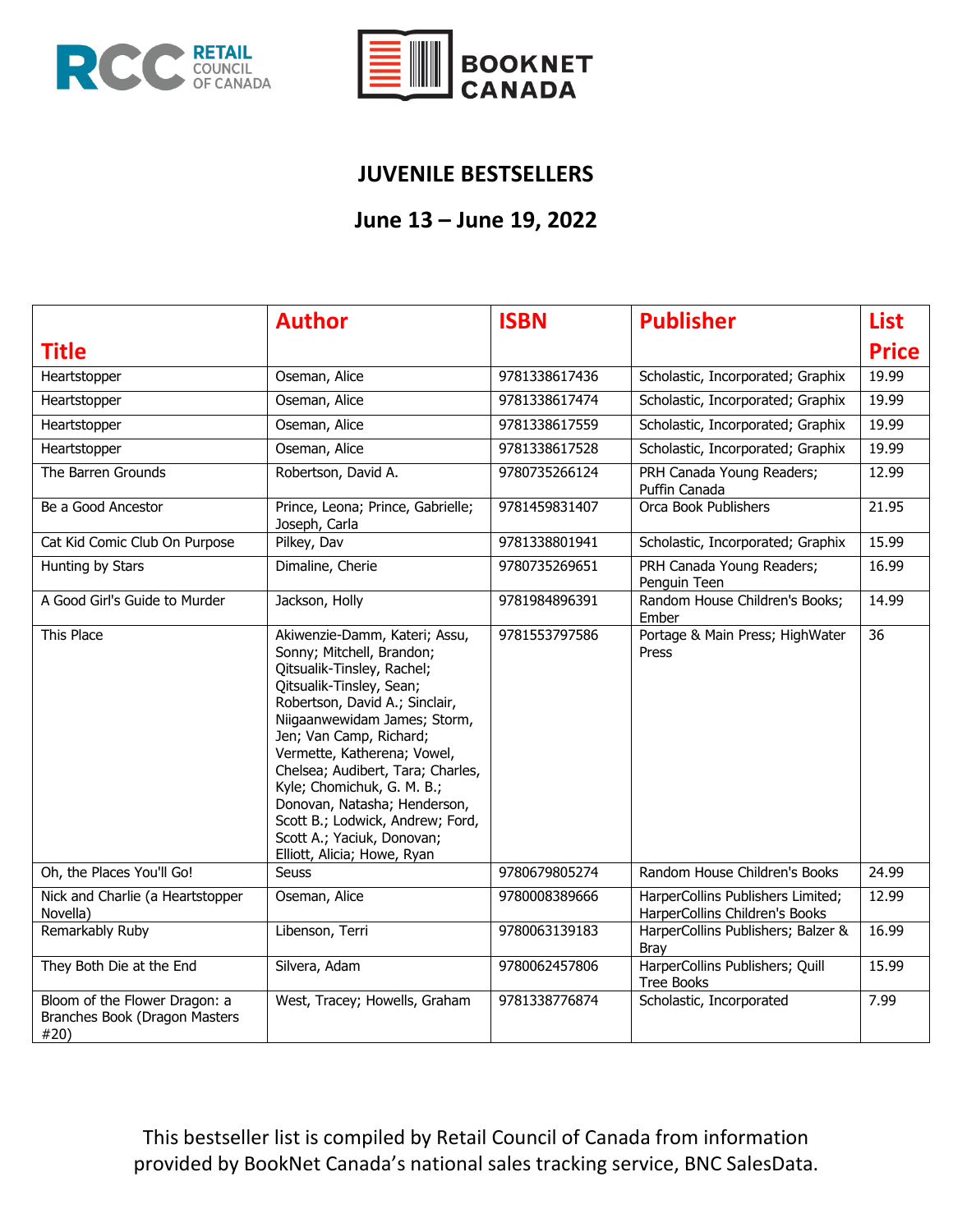# JUVENILE BESTSELLERS

## June 13 – June 19, 2022

| Title | Author | ISBN | Publisher | List Price |
|---|---|---|---|---|
| Heartstopper | Oseman, Alice | 9781338617436 | Scholastic, Incorporated; Graphix | 19.99 |
| Heartstopper | Oseman, Alice | 9781338617474 | Scholastic, Incorporated; Graphix | 19.99 |
| Heartstopper | Oseman, Alice | 9781338617559 | Scholastic, Incorporated; Graphix | 19.99 |
| Heartstopper | Oseman, Alice | 9781338617528 | Scholastic, Incorporated; Graphix | 19.99 |
| The Barren Grounds | Robertson, David A. | 9780735266124 | PRH Canada Young Readers; Puffin Canada | 12.99 |
| Be a Good Ancestor | Prince, Leona; Prince, Gabrielle; Joseph, Carla | 9781459831407 | Orca Book Publishers | 21.95 |
| Cat Kid Comic Club On Purpose | Pilkey, Dav | 9781338801941 | Scholastic, Incorporated; Graphix | 15.99 |
| Hunting by Stars | Dimaline, Cherie | 9780735269651 | PRH Canada Young Readers; Penguin Teen | 16.99 |
| A Good Girl's Guide to Murder | Jackson, Holly | 9781984896391 | Random House Children's Books; Ember | 14.99 |
| This Place | Akiwenzie-Damm, Kateri; Assu, Sonny; Mitchell, Brandon; Qitsualik-Tinsley, Rachel; Qitsualik-Tinsley, Sean; Robertson, David A.; Sinclair, Niigaanwewidam James; Storm, Jen; Van Camp, Richard; Vermette, Katherena; Vowel, Chelsea; Audibert, Tara; Charles, Kyle; Chomichuk, G. M. B.; Donovan, Natasha; Henderson, Scott B.; Lodwick, Andrew; Ford, Scott A.; Yaciuk, Donovan; Elliott, Alicia; Howe, Ryan | 9781553797586 | Portage & Main Press; HighWater Press | 36 |
| Oh, the Places You'll Go! | Seuss | 9780679805274 | Random House Children's Books | 24.99 |
| Nick and Charlie (a Heartstopper Novella) | Oseman, Alice | 9780008389666 | HarperCollins Publishers Limited; HarperCollins Children's Books | 12.99 |
| Remarkably Ruby | Libenson, Terri | 9780063139183 | HarperCollins Publishers; Balzer & Bray | 16.99 |
| They Both Die at the End | Silvera, Adam | 9780062457806 | HarperCollins Publishers; Quill Tree Books | 15.99 |
| Bloom of the Flower Dragon: a Branches Book (Dragon Masters #20) | West, Tracey; Howells, Graham | 9781338776874 | Scholastic, Incorporated | 7.99 |

This bestseller list is compiled by Retail Council of Canada from information provided by BookNet Canada's national sales tracking service, BNC SalesData.